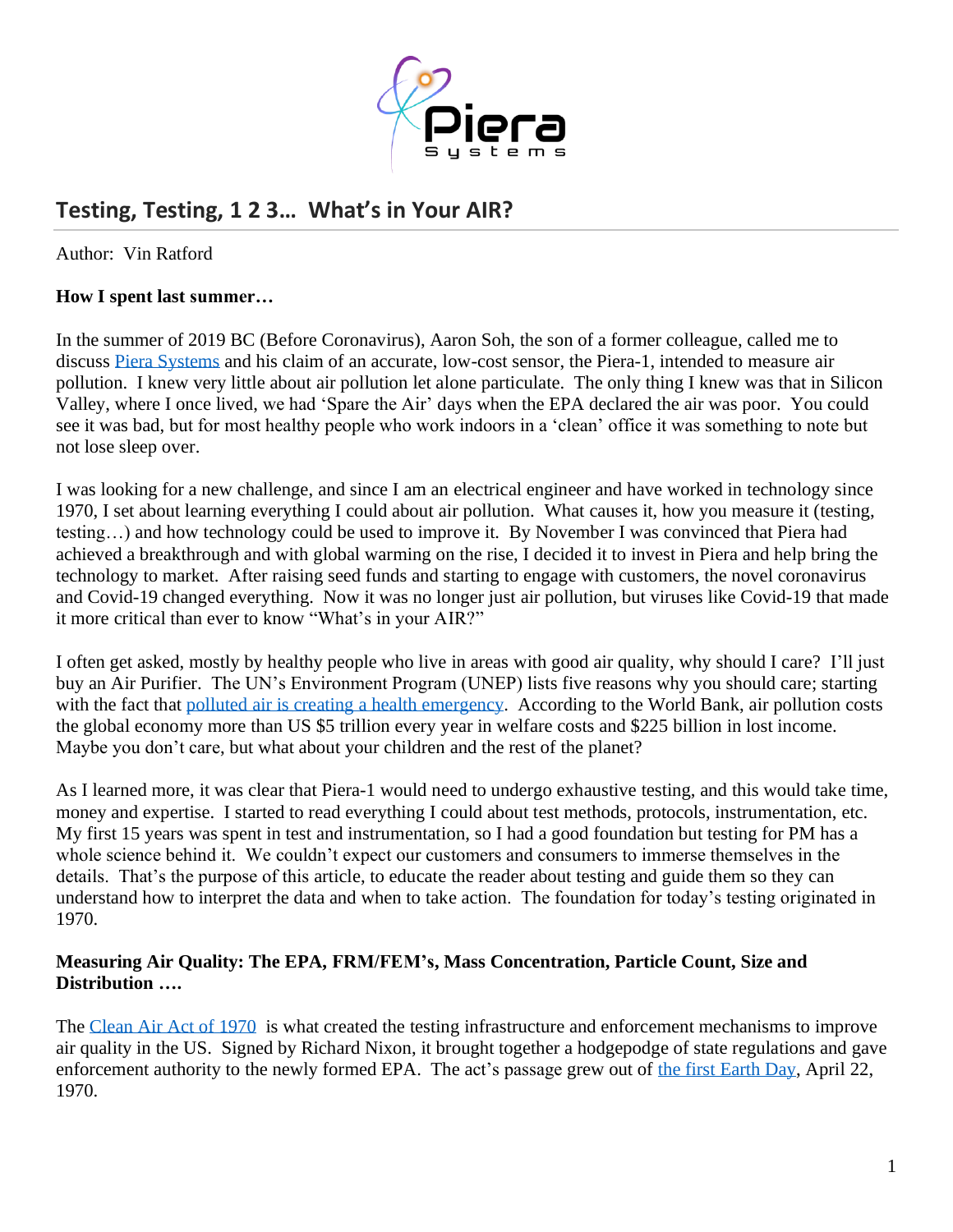## Testing, Testing, 1 2 3… What's in Your AIR?

Author: Vin Ratford

**How I spent last summer…**

In the summer of 2019 BC (Before Coronavirus), Aaron Soh, the son of a former colleague, called me to discuss Piera Systems and his claim of an accurate, low-cost sensor, the Piera-1, intended to measure air pollution. I knew very little about air pollution let alone particulate. The only thing I knew was that in Silicon Valley, where I once lived, we had 'Spare the Air' days when the EPA declared the air was poor. You could see it was bad, but for most healthy people who work indoors in a 'clean' office it was something to note but not lose sleep over.

I was looking for a new challenge, and since I am an electrical engineer and have worked in technology since 1970, I set about learning everything I could about air pollution. What causes it, how you measure it (testing, testing…) and how technology could be used to improve it. By November I was convinced that Piera had achieved a breakthrough and with global warming on the rise, I decided it to invest in Piera and help bring the technology to market. After raising seed funds and starting to engage with customers, the novel coronavirus and Covid-19 changed everything. Now it was no longer just air pollution, but viruses like Covid-19 that made it more critical than ever to know "What's in your AIR?"

I often get asked, mostly by healthy people who live in areas with good air quality, why should I care? I'll just buy an Air Purifier. The UN's Environment Program (UNEP) lists five reasons why you should care; starting with the fact that polluted air is creating a health emergency. According to the World Bank, air pollution costs the global economy more than US $5 trillion every year in welfare costs and $225 billion in lost income. Maybe you don't care, but what about your children and the rest of the planet?

As I learned more, it was clear that Piera-1 would need to undergo exhaustive testing, and this would take time, money and expertise. I started to read everything I could about test methods, protocols, instrumentation, etc. My first 15 years was spent in test and instrumentation, so I had a good foundation but testing for PM has a whole science behind it. We couldn't expect our customers and consumers to immerse themselves in the details. That's the purpose of this article, to educate the reader about testing and guide them so they can understand how to interpret the data and when to take action. The foundation for today's testing originated in 1970.

**Measuring Air Quality: The EPA, FRM/FEM's, Mass Concentration, Particle Count, Size and Distribution ….**

The Clean Air Act of 1970 is what created the testing infrastructure and enforcement mechanisms to improve air quality in the US. Signed by Richard Nixon, it brought together a hodgepodge of state regulations and gave enforcement authority to the newly formed EPA. The act's passage grew out of the first Earth Day, April 22, 1970.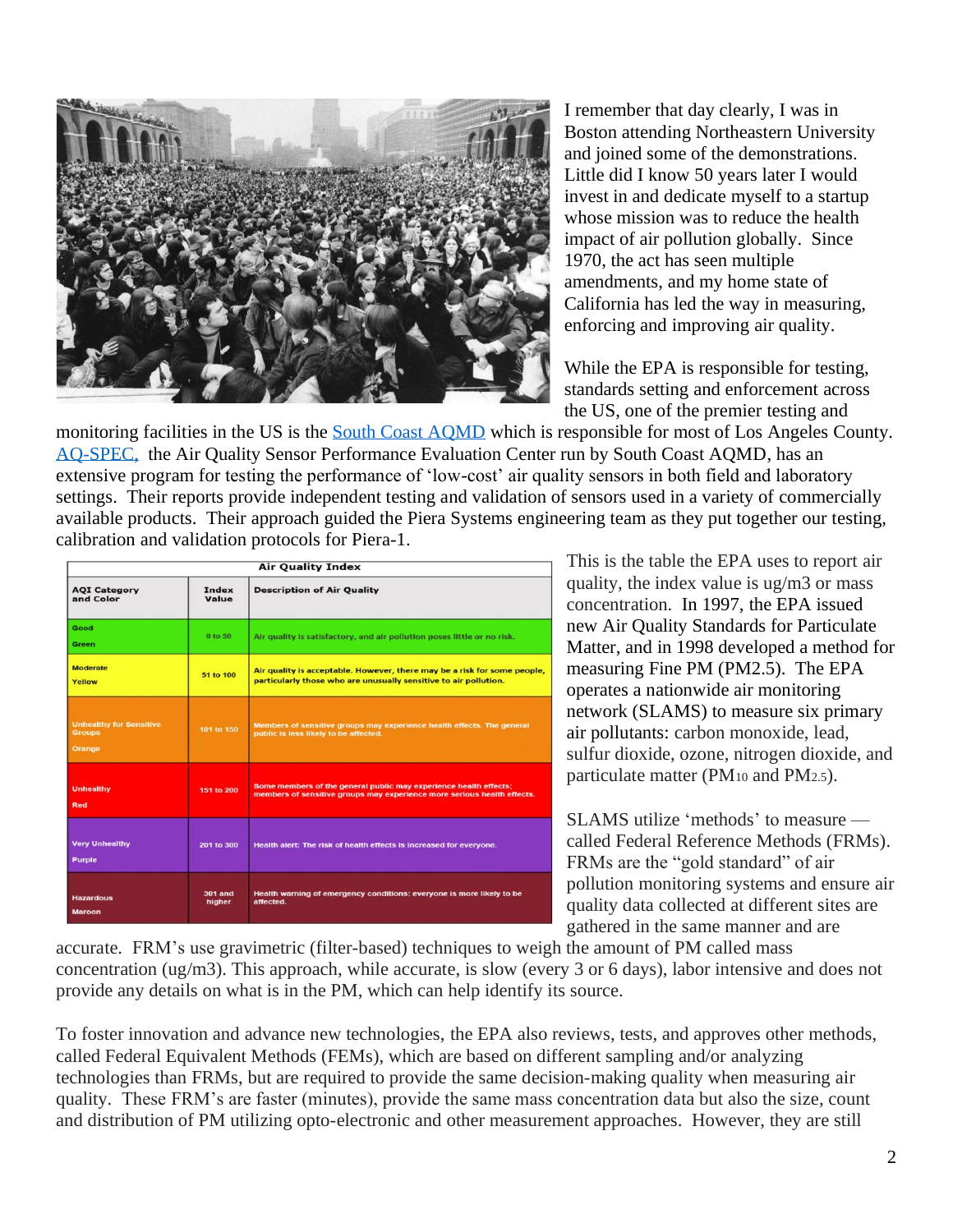I remember that day clearly, I was in Boston attending Northeastern University and joined some of the demonstrations. Little did I know 50 years later I would invest in and dedicate myself to a startup whose mission was to reduce the health impact of air pollution globally. Since 1970, the act has seen multiple amendments, and my home state of California has led the way in measuring, enforcing and improving air quality.

While the EPA is responsible for testing, standards setting and enforcement across the US, one of the premier testing and monitoring facilities in the US is the [South Coast AQMD](#) which is responsible for most of Los Angeles County. [AQ-SPEC,](#) the Air Quality Sensor Performance Evaluation Center run by South Coast AQMD, has an extensive program for testing the performance of 'low-cost' air quality sensors in both field and laboratory settings. Their reports provide independent testing and validation of sensors used in a variety of commercially available products. Their approach guided the Piera Systems engineering team as they put together our testing, calibration and validation protocols for Piera-1.

| Air Quality Index | | |
|---|---|---|
| **AQI Category and Color** | **Index Value** | **Description of Air Quality** |
| Good<br>Green | 0 to 50 | Air quality is satisfactory, and air pollution poses little or no risk. |
| Moderate<br>Yellow | 51 to 100 | Air quality is acceptable. However, there may be a risk for some people, particularly those who are unusually sensitive to air pollution. |
| Unhealthy for Sensitive Groups<br>Orange | 101 to 150 | Members of sensitive groups may experience health effects. The general public is less likely to be affected. |
| Unhealthy<br>Red | 151 to 200 | Some members of the general public may experience health effects; members of sensitive groups may experience more serious health effects. |
| Very Unhealthy<br>Purple | 201 to 300 | Health alert: The risk of health effects is increased for everyone. |
| Hazardous<br>Maroon | 301 and higher | Health warning of emergency conditions: everyone is more likely to be affected. |

This is the table the EPA uses to report air quality, the index value is ug/m3 or mass concentration. In 1997, the EPA issued new Air Quality Standards for Particulate Matter, and in 1998 developed a method for measuring Fine PM (PM2.5). The EPA operates a nationwide air monitoring network (SLAMS) to measure six primary air pollutants: carbon monoxide, lead, sulfur dioxide, ozone, nitrogen dioxide, and particulate matter ($PM_{10}$ and $PM_{2.5}$).

SLAMS utilize 'methods' to measure — called Federal Reference Methods (FRMs). FRMs are the "gold standard" of air pollution monitoring systems and ensure air quality data collected at different sites are gathered in the same manner and are accurate. FRM's use gravimetric (filter-based) techniques to weigh the amount of PM called mass concentration (ug/m3). This approach, while accurate, is slow (every 3 or 6 days), labor intensive and does not provide any details on what is in the PM, which can help identify its source.

To foster innovation and advance new technologies, the EPA also reviews, tests, and approves other methods, called Federal Equivalent Methods (FEMs), which are based on different sampling and/or analyzing technologies than FRMs, but are required to provide the same decision-making quality when measuring air quality. These FRM's are faster (minutes), provide the same mass concentration data but also the size, count and distribution of PM utilizing opto-electronic and other measurement approaches. However, they are still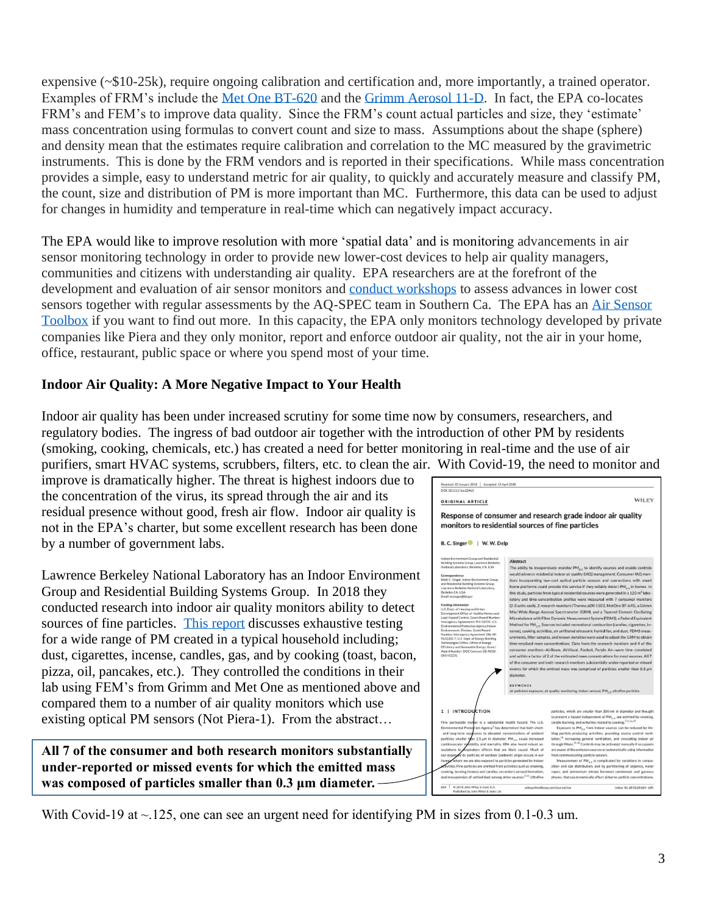expensive (~$10-25k), require ongoing calibration and certification and, more importantly, a trained operator. Examples of FRM's include the Met One BT-620 and the Grimm Aerosol 11-D. In fact, the EPA co-locates FRM's and FEM's to improve data quality. Since the FRM's count actual particles and size, they 'estimate' mass concentration using formulas to convert count and size to mass. Assumptions about the shape (sphere) and density mean that the estimates require calibration and correlation to the MC measured by the gravimetric instruments. This is done by the FRM vendors and is reported in their specifications. While mass concentration provides a simple, easy to understand metric for air quality, to quickly and accurately measure and classify PM, the count, size and distribution of PM is more important than MC. Furthermore, this data can be used to adjust for changes in humidity and temperature in real-time which can negatively impact accuracy.

The EPA would like to improve resolution with more 'spatial data' and is monitoring advancements in air sensor monitoring technology in order to provide new lower-cost devices to help air quality managers, communities and citizens with understanding air quality. EPA researchers are at the forefront of the development and evaluation of air sensor monitors and conduct workshops to assess advances in lower cost sensors together with regular assessments by the AQ-SPEC team in Southern Ca. The EPA has an Air Sensor Toolbox if you want to find out more. In this capacity, the EPA only monitors technology developed by private companies like Piera and they only monitor, report and enforce outdoor air quality, not the air in your home, office, restaurant, public space or where you spend most of your time.

**Indoor Air Quality: A More Negative Impact to Your Health**

Indoor air quality has been under increased scrutiny for some time now by consumers, researchers, and regulatory bodies. The ingress of bad outdoor air together with the introduction of other PM by residents (smoking, cooking, chemicals, etc.) has created a need for better monitoring in real-time and the use of air purifiers, smart HVAC systems, scrubbers, filters, etc. to clean the air. With Covid-19, the need to monitor and improve is dramatically higher. The threat is highest indoors due to the concentration of the virus, its spread through the air and its residual presence without good, fresh air flow. Indoor air quality is not in the EPA's charter, but some excellent research has been done by a number of government labs.

Lawrence Berkeley National Laboratory has an Indoor Environment Group and Residential Building Systems Group. In 2018 they conducted research into indoor air quality monitors ability to detect sources of fine particles. This report discusses exhaustive testing for a wide range of PM created in a typical household including; dust, cigarettes, incense, candles, gas, and by cooking (toast, bacon, pizza, oil, pancakes, etc.). They controlled the conditions in their lab using FEM's from Grimm and Met One as mentioned above and compared them to a number of air quality monitors which use existing optical PM sensors (Not Piera-1). From the abstract…

**All 7 of the consumer and both research monitors substantially under-reported or missed events for which the emitted mass was composed of particles smaller than 0.3 µm diameter.**

With Covid-19 at ~.125, one can see an urgent need for identifying PM in sizes from 0.1-0.3 um.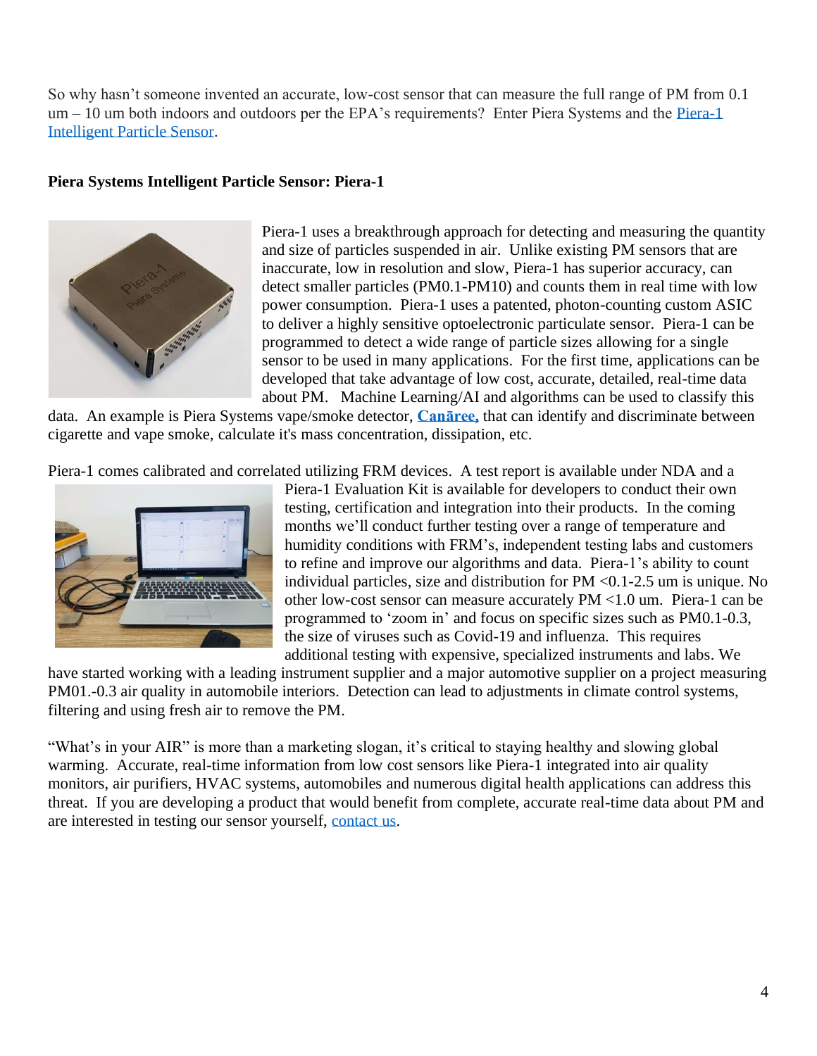So why hasn't someone invented an accurate, low-cost sensor that can measure the full range of PM from 0.1 um – 10 um both indoors and outdoors per the EPA's requirements? Enter Piera Systems and the [Piera-1 Intelligent Particle Sensor](#).

**Piera Systems Intelligent Particle Sensor: Piera-1**

Piera-1 uses a breakthrough approach for detecting and measuring the quantity and size of particles suspended in air. Unlike existing PM sensors that are inaccurate, low in resolution and slow, Piera-1 has superior accuracy, can detect smaller particles (PM0.1-PM10) and counts them in real time with low power consumption. Piera-1 uses a patented, photon-counting custom ASIC to deliver a highly sensitive optoelectronic particulate sensor. Piera-1 can be programmed to detect a wide range of particle sizes allowing for a single sensor to be used in many applications. For the first time, applications can be developed that take advantage of low cost, accurate, detailed, real-time data about PM. Machine Learning/AI and algorithms can be used to classify this data. An example is Piera Systems vape/smoke detector, **[Canāree,](#)** that can identify and discriminate between cigarette and vape smoke, calculate it's mass concentration, dissipation, etc.

Piera-1 comes calibrated and correlated utilizing FRM devices. A test report is available under NDA and a Piera-1 Evaluation Kit is available for developers to conduct their own testing, certification and integration into their products. In the coming months we'll conduct further testing over a range of temperature and humidity conditions with FRM's, independent testing labs and customers to refine and improve our algorithms and data. Piera-1's ability to count individual particles, size and distribution for PM <0.1-2.5 um is unique. No other low-cost sensor can measure accurately PM <1.0 um. Piera-1 can be programmed to 'zoom in' and focus on specific sizes such as PM0.1-0.3, the size of viruses such as Covid-19 and influenza. This requires additional testing with expensive, specialized instruments and labs. We have started working with a leading instrument supplier and a major automotive supplier on a project measuring PM01.-0.3 air quality in automobile interiors. Detection can lead to adjustments in climate control systems, filtering and using fresh air to remove the PM.

"What's in your AIR" is more than a marketing slogan, it's critical to staying healthy and slowing global warming. Accurate, real-time information from low cost sensors like Piera-1 integrated into air quality monitors, air purifiers, HVAC systems, automobiles and numerous digital health applications can address this threat. If you are developing a product that would benefit from complete, accurate real-time data about PM and are interested in testing our sensor yourself, [contact us](#).